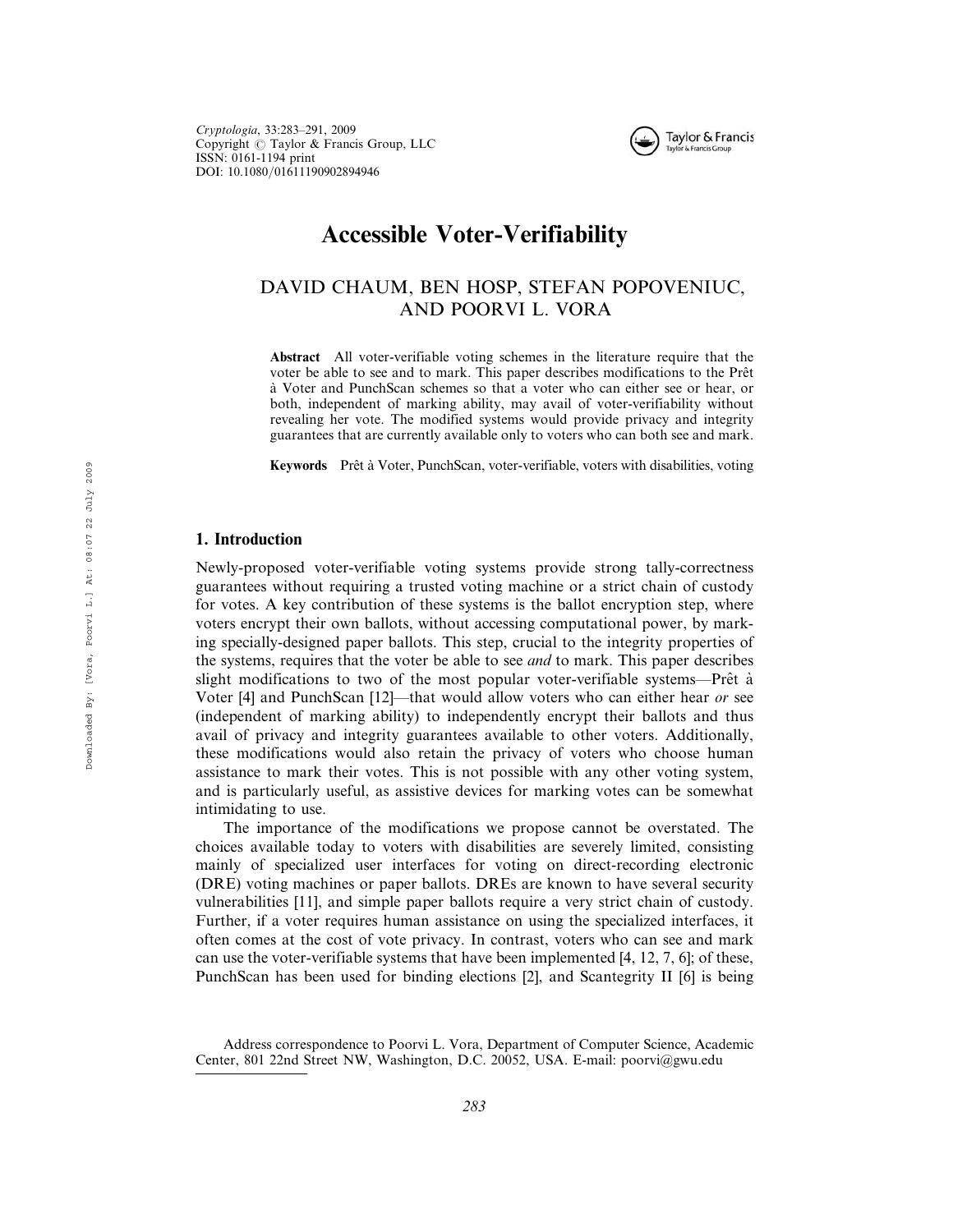# Accessible Voter-Verifiability

DAVID CHAUM, BEN HOSP, STEFAN POPOVENIUC, AND POORVI L. VORA

**Abstract** All voter-verifiable voting schemes in the literature require that the voter be able to see and to mark. This paper describes modifications to the Prêt à Voter and PunchScan schemes so that a voter who can either see or hear, or both, independent of marking ability, may avail of voter-verifiability without revealing her vote. The modified systems would provide privacy and integrity guarantees that are currently available only to voters who can both see and mark.

**Keywords** Prêt à Voter, PunchScan, voter-verifiable, voters with disabilities, voting

## 1. Introduction

Newly-proposed voter-verifiable voting systems provide strong tally-correctness guarantees without requiring a trusted voting machine or a strict chain of custody for votes. A key contribution of these systems is the ballot encryption step, where voters encrypt their own ballots, without accessing computational power, by marking specially-designed paper ballots. This step, crucial to the integrity properties of the systems, requires that the voter be able to see *and* to mark. This paper describes slight modifications to two of the most popular voter-verifiable systems—Prêt à Voter [4] and PunchScan [12]—that would allow voters who can either hear *or* see (independent of marking ability) to independently encrypt their ballots and thus avail of privacy and integrity guarantees available to other voters. Additionally, these modifications would also retain the privacy of voters who choose human assistance to mark their votes. This is not possible with any other voting system, and is particularly useful, as assistive devices for marking votes can be somewhat intimidating to use.

The importance of the modifications we propose cannot be overstated. The choices available today to voters with disabilities are severely limited, consisting mainly of specialized user interfaces for voting on direct-recording electronic (DRE) voting machines or paper ballots. DREs are known to have several security vulnerabilities [11], and simple paper ballots require a very strict chain of custody. Further, if a voter requires human assistance on using the specialized interfaces, it often comes at the cost of vote privacy. In contrast, voters who can see and mark can use the voter-verifiable systems that have been implemented [4, 12, 7, 6]; of these, PunchScan has been used for binding elections [2], and Scantegrity II [6] is being

Address correspondence to Poorvi L. Vora, Department of Computer Science, Academic Center, 801 22nd Street NW, Washington, D.C. 20052, USA. E-mail: poorvi@gwu.edu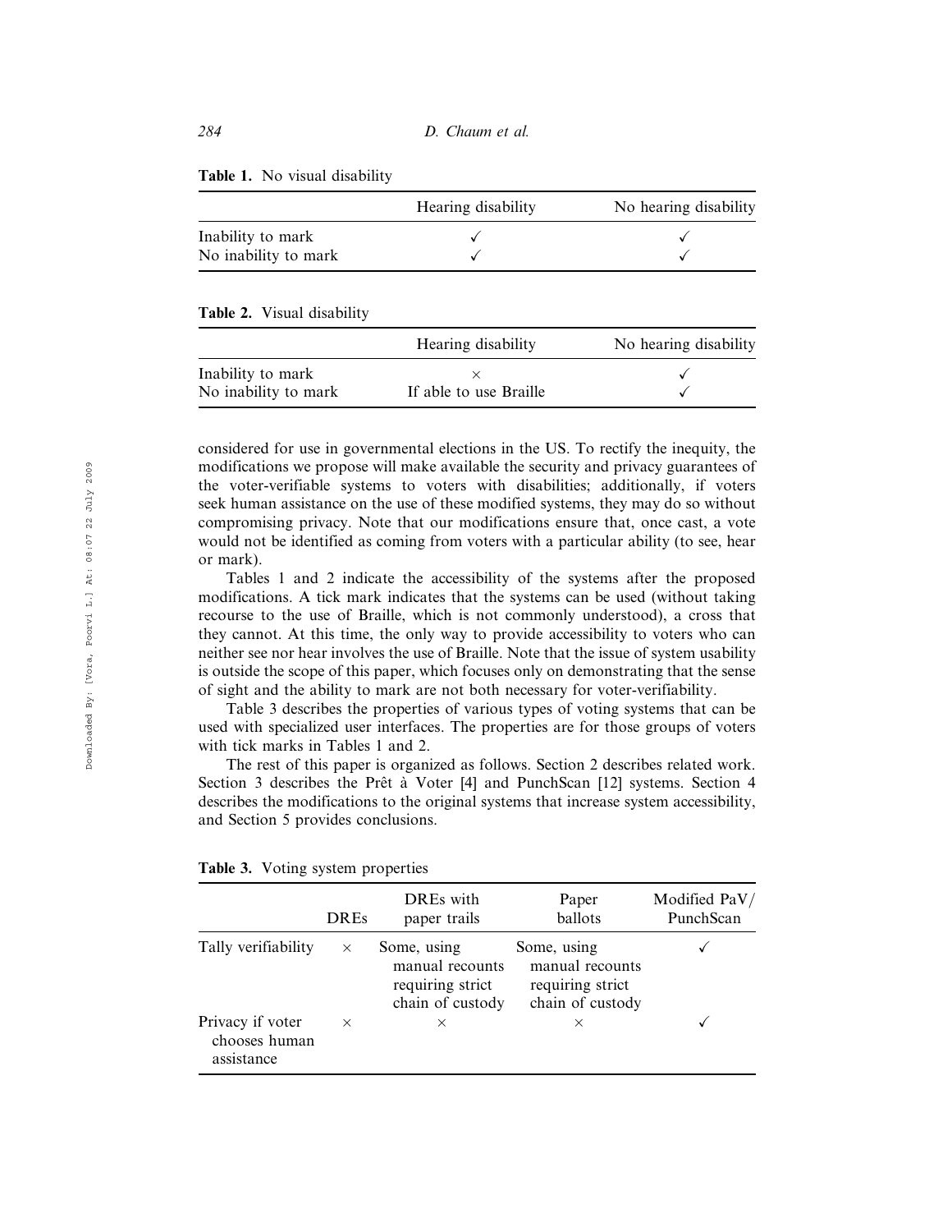**Table 1.** No visual disability

| | Hearing disability | No hearing disability |
|---|---|---|
| Inability to mark | ✓ | ✓ |
| No inability to mark | ✓ | ✓ |

**Table 2.** Visual disability

| | Hearing disability | No hearing disability |
|---|---|---|
| Inability to mark | × | ✓ |
| No inability to mark | If able to use Braille | ✓ |

considered for use in governmental elections in the US. To rectify the inequity, the modifications we propose will make available the security and privacy guarantees of the voter-verifiable systems to voters with disabilities; additionally, if voters seek human assistance on the use of these modified systems, they may do so without compromising privacy. Note that our modifications ensure that, once cast, a vote would not be identified as coming from voters with a particular ability (to see, hear or mark).

Tables 1 and 2 indicate the accessibility of the systems after the proposed modifications. A tick mark indicates that the systems can be used (without taking recourse to the use of Braille, which is not commonly understood), a cross that they cannot. At this time, the only way to provide accessibility to voters who can neither see nor hear involves the use of Braille. Note that the issue of system usability is outside the scope of this paper, which focuses only on demonstrating that the sense of sight and the ability to mark are not both necessary for voter-verifiability.

Table 3 describes the properties of various types of voting systems that can be used with specialized user interfaces. The properties are for those groups of voters with tick marks in Tables 1 and 2.

The rest of this paper is organized as follows. Section 2 describes related work. Section 3 describes the Prêt à Voter [4] and PunchScan [12] systems. Section 4 describes the modifications to the original systems that increase system accessibility, and Section 5 provides conclusions.

**Table 3.** Voting system properties

| | DREs | DREs with paper trails | Paper ballots | Modified PaV/ PunchScan |
|---|---|---|---|---|
| Tally verifiability | × | Some, using manual recounts requiring strict chain of custody | Some, using manual recounts requiring strict chain of custody | ✓ |
| Privacy if voter chooses human assistance | × | × | × | ✓ |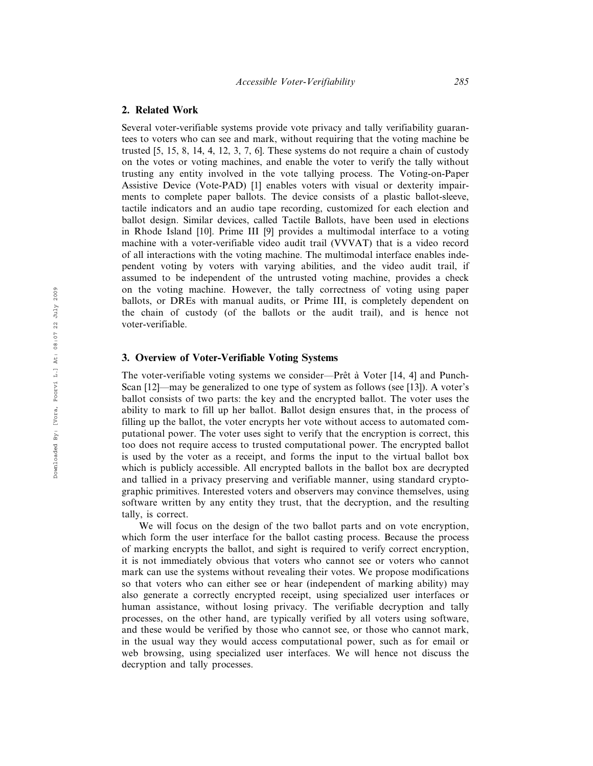## 2. Related Work

Several voter-verifiable systems provide vote privacy and tally verifiability guarantees to voters who can see and mark, without requiring that the voting machine be trusted [5, 15, 8, 14, 4, 12, 3, 7, 6]. These systems do not require a chain of custody on the votes or voting machines, and enable the voter to verify the tally without trusting any entity involved in the vote tallying process. The Voting-on-Paper Assistive Device (Vote-PAD) [1] enables voters with visual or dexterity impairments to complete paper ballots. The device consists of a plastic ballot-sleeve, tactile indicators and an audio tape recording, customized for each election and ballot design. Similar devices, called Tactile Ballots, have been used in elections in Rhode Island [10]. Prime III [9] provides a multimodal interface to a voting machine with a voter-verifiable video audit trail (VVVAT) that is a video record of all interactions with the voting machine. The multimodal interface enables independent voting by voters with varying abilities, and the video audit trail, if assumed to be independent of the untrusted voting machine, provides a check on the voting machine. However, the tally correctness of voting using paper ballots, or DREs with manual audits, or Prime III, is completely dependent on the chain of custody (of the ballots or the audit trail), and is hence not voter-verifiable.

## 3. Overview of Voter-Verifiable Voting Systems

The voter-verifiable voting systems we consider—Prêt à Voter [14, 4] and Punch-Scan [12]—may be generalized to one type of system as follows (see [13]). A voter's ballot consists of two parts: the key and the encrypted ballot. The voter uses the ability to mark to fill up her ballot. Ballot design ensures that, in the process of filling up the ballot, the voter encrypts her vote without access to automated computational power. The voter uses sight to verify that the encryption is correct, this too does not require access to trusted computational power. The encrypted ballot is used by the voter as a receipt, and forms the input to the virtual ballot box which is publicly accessible. All encrypted ballots in the ballot box are decrypted and tallied in a privacy preserving and verifiable manner, using standard cryptographic primitives. Interested voters and observers may convince themselves, using software written by any entity they trust, that the decryption, and the resulting tally, is correct.

We will focus on the design of the two ballot parts and on vote encryption, which form the user interface for the ballot casting process. Because the process of marking encrypts the ballot, and sight is required to verify correct encryption, it is not immediately obvious that voters who cannot see or voters who cannot mark can use the systems without revealing their votes. We propose modifications so that voters who can either see or hear (independent of marking ability) may also generate a correctly encrypted receipt, using specialized user interfaces or human assistance, without losing privacy. The verifiable decryption and tally processes, on the other hand, are typically verified by all voters using software, and these would be verified by those who cannot see, or those who cannot mark, in the usual way they would access computational power, such as for email or web browsing, using specialized user interfaces. We will hence not discuss the decryption and tally processes.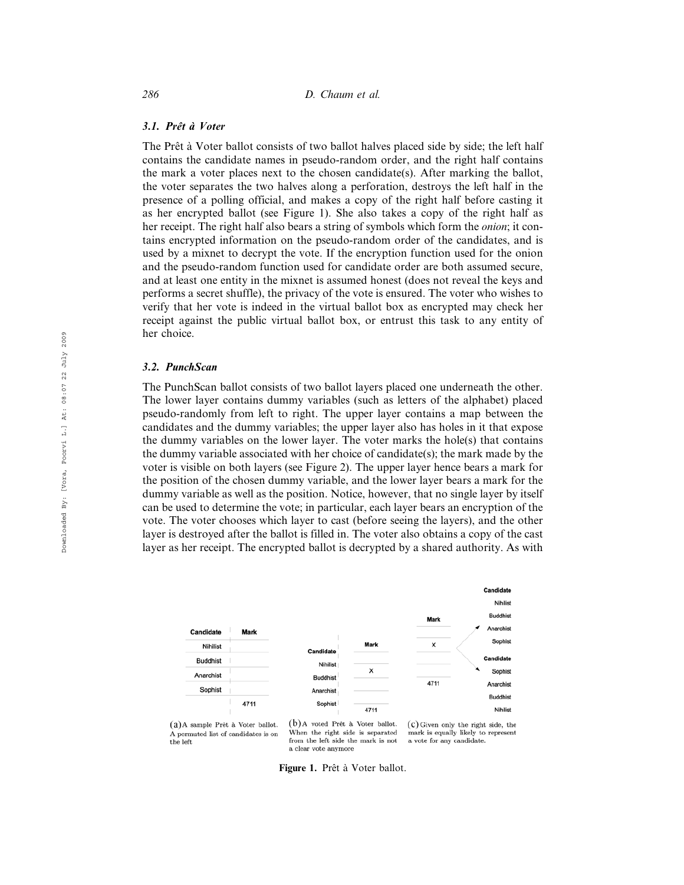### 3.1. *Prêt à Voter*

The Prêt à Voter ballot consists of two ballot halves placed side by side; the left half contains the candidate names in pseudo-random order, and the right half contains the mark a voter places next to the chosen candidate(s). After marking the ballot, the voter separates the two halves along a perforation, destroys the left half in the presence of a polling official, and makes a copy of the right half before casting it as her encrypted ballot (see Figure 1). She also takes a copy of the right half as her receipt. The right half also bears a string of symbols which form the *onion*; it contains encrypted information on the pseudo-random order of the candidates, and is used by a mixnet to decrypt the vote. If the encryption function used for the onion and the pseudo-random function used for candidate order are both assumed secure, and at least one entity in the mixnet is assumed honest (does not reveal the keys and performs a secret shuffle), the privacy of the vote is ensured. The voter who wishes to verify that her vote is indeed in the virtual ballot box as encrypted may check her receipt against the public virtual ballot box, or entrust this task to any entity of her choice.

### 3.2. *PunchScan*

The PunchScan ballot consists of two ballot layers placed one underneath the other. The lower layer contains dummy variables (such as letters of the alphabet) placed pseudo-randomly from left to right. The upper layer contains a map between the candidates and the dummy variables; the upper layer also has holes in it that expose the dummy variables on the lower layer. The voter marks the hole(s) that contains the dummy variable associated with her choice of candidate(s); the mark made by the voter is visible on both layers (see Figure 2). The upper layer hence bears a mark for the position of the chosen dummy variable, and the lower layer bears a mark for the dummy variable as well as the position. Notice, however, that no single layer by itself can be used to determine the vote; in particular, each layer bears an encryption of the vote. The voter chooses which layer to cast (before seeing the layers), and the other layer is destroyed after the ballot is filled in. The voter also obtains a copy of the cast layer as her receipt. The encrypted ballot is decrypted by a shared authority. As with

| Candidate | Mark |
|---|---|
| Nihilist | |
| Buddhist | |
| Anarchist | |
| Sophist | |
| | 4711 |

(a) A sample Prêt à Voter ballot. A permuted list of candidates is on the left

| Candidate | Mark |
|---|---|
| Nihilist | |
| Buddhist | X |
| Anarchist | |
| Sophist | |
| | 4711 |

(b) A voted Prêt à Voter ballot. When the right side is separated from the left side the mark is not a clear vote anymore

| Mark | Candidate | Candidate |
|---|---|---|
| | Nihilist | Sophist |
| X | Buddhist | Anarchist |
| | Anarchist | Buddhist |
| 4711 | Sophist | Nihilist |

(c) Given only the right side, the mark is equally likely to represent a vote for any candidate.

**Figure 1.** Prêt à Voter ballot.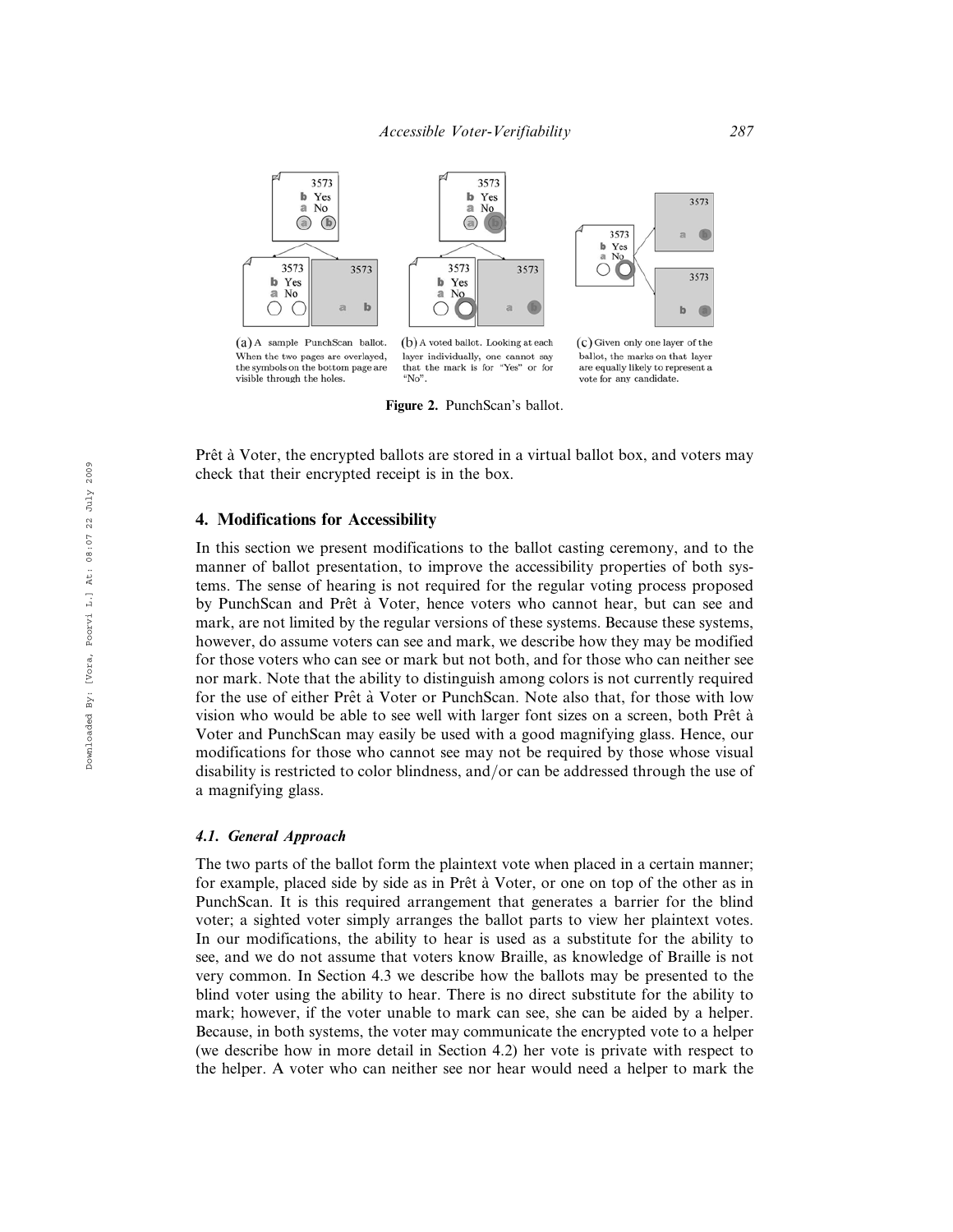(a) A sample PunchScan ballot. When the two pages are overlayed, the symbols on the bottom page are visible through the holes.

(b) A voted ballot. Looking at each layer individually, one cannot say that the mark is for "Yes" or for "No".

(c) Given only one layer of the ballot, the marks on that layer are equally likely to represent a vote for any candidate.

**Figure 2.** PunchScan's ballot.

Prêt à Voter, the encrypted ballots are stored in a virtual ballot box, and voters may check that their encrypted receipt is in the box.

## 4. Modifications for Accessibility

In this section we present modifications to the ballot casting ceremony, and to the manner of ballot presentation, to improve the accessibility properties of both systems. The sense of hearing is not required for the regular voting process proposed by PunchScan and Prêt à Voter, hence voters who cannot hear, but can see and mark, are not limited by the regular versions of these systems. Because these systems, however, do assume voters can see and mark, we describe how they may be modified for those voters who can see or mark but not both, and for those who can neither see nor mark. Note that the ability to distinguish among colors is not currently required for the use of either Prêt à Voter or PunchScan. Note also that, for those with low vision who would be able to see well with larger font sizes on a screen, both Prêt à Voter and PunchScan may easily be used with a good magnifying glass. Hence, our modifications for those who cannot see may not be required by those whose visual disability is restricted to color blindness, and/or can be addressed through the use of a magnifying glass.

### *4.1. General Approach*

The two parts of the ballot form the plaintext vote when placed in a certain manner; for example, placed side by side as in Prêt à Voter, or one on top of the other as in PunchScan. It is this required arrangement that generates a barrier for the blind voter; a sighted voter simply arranges the ballot parts to view her plaintext votes. In our modifications, the ability to hear is used as a substitute for the ability to see, and we do not assume that voters know Braille, as knowledge of Braille is not very common. In Section 4.3 we describe how the ballots may be presented to the blind voter using the ability to hear. There is no direct substitute for the ability to mark; however, if the voter unable to mark can see, she can be aided by a helper. Because, in both systems, the voter may communicate the encrypted vote to a helper (we describe how in more detail in Section 4.2) her vote is private with respect to the helper. A voter who can neither see nor hear would need a helper to mark the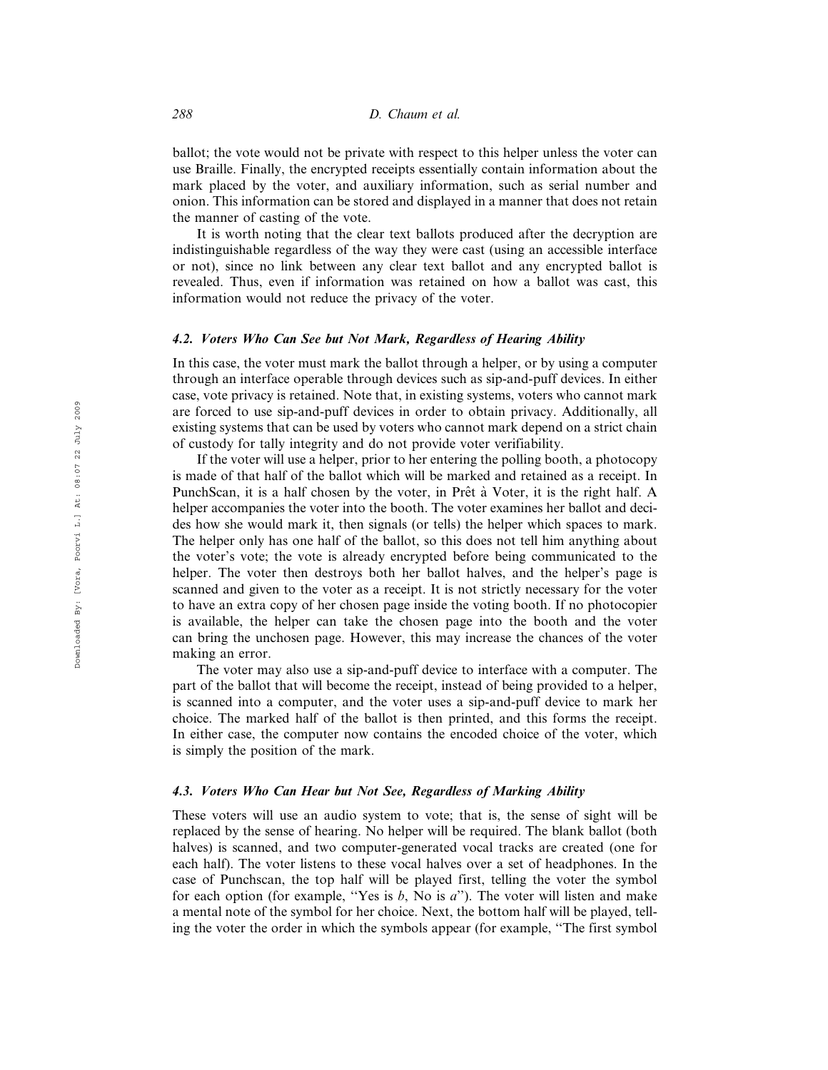ballot; the vote would not be private with respect to this helper unless the voter can use Braille. Finally, the encrypted receipts essentially contain information about the mark placed by the voter, and auxiliary information, such as serial number and onion. This information can be stored and displayed in a manner that does not retain the manner of casting of the vote.

It is worth noting that the clear text ballots produced after the decryption are indistinguishable regardless of the way they were cast (using an accessible interface or not), since no link between any clear text ballot and any encrypted ballot is revealed. Thus, even if information was retained on how a ballot was cast, this information would not reduce the privacy of the voter.

### *4.2. Voters Who Can See but Not Mark, Regardless of Hearing Ability*

In this case, the voter must mark the ballot through a helper, or by using a computer through an interface operable through devices such as sip-and-puff devices. In either case, vote privacy is retained. Note that, in existing systems, voters who cannot mark are forced to use sip-and-puff devices in order to obtain privacy. Additionally, all existing systems that can be used by voters who cannot mark depend on a strict chain of custody for tally integrity and do not provide voter verifiability.

If the voter will use a helper, prior to her entering the polling booth, a photocopy is made of that half of the ballot which will be marked and retained as a receipt. In PunchScan, it is a half chosen by the voter, in Prêt à Voter, it is the right half. A helper accompanies the voter into the booth. The voter examines her ballot and decides how she would mark it, then signals (or tells) the helper which spaces to mark. The helper only has one half of the ballot, so this does not tell him anything about the voter's vote; the vote is already encrypted before being communicated to the helper. The voter then destroys both her ballot halves, and the helper's page is scanned and given to the voter as a receipt. It is not strictly necessary for the voter to have an extra copy of her chosen page inside the voting booth. If no photocopier is available, the helper can take the chosen page into the booth and the voter can bring the unchosen page. However, this may increase the chances of the voter making an error.

The voter may also use a sip-and-puff device to interface with a computer. The part of the ballot that will become the receipt, instead of being provided to a helper, is scanned into a computer, and the voter uses a sip-and-puff device to mark her choice. The marked half of the ballot is then printed, and this forms the receipt. In either case, the computer now contains the encoded choice of the voter, which is simply the position of the mark.

### *4.3. Voters Who Can Hear but Not See, Regardless of Marking Ability*

These voters will use an audio system to vote; that is, the sense of sight will be replaced by the sense of hearing. No helper will be required. The blank ballot (both halves) is scanned, and two computer-generated vocal tracks are created (one for each half). The voter listens to these vocal halves over a set of headphones. In the case of Punchscan, the top half will be played first, telling the voter the symbol for each option (for example, "Yes is *b*, No is *a*"). The voter will listen and make a mental note of the symbol for her choice. Next, the bottom half will be played, telling the voter the order in which the symbols appear (for example, "The first symbol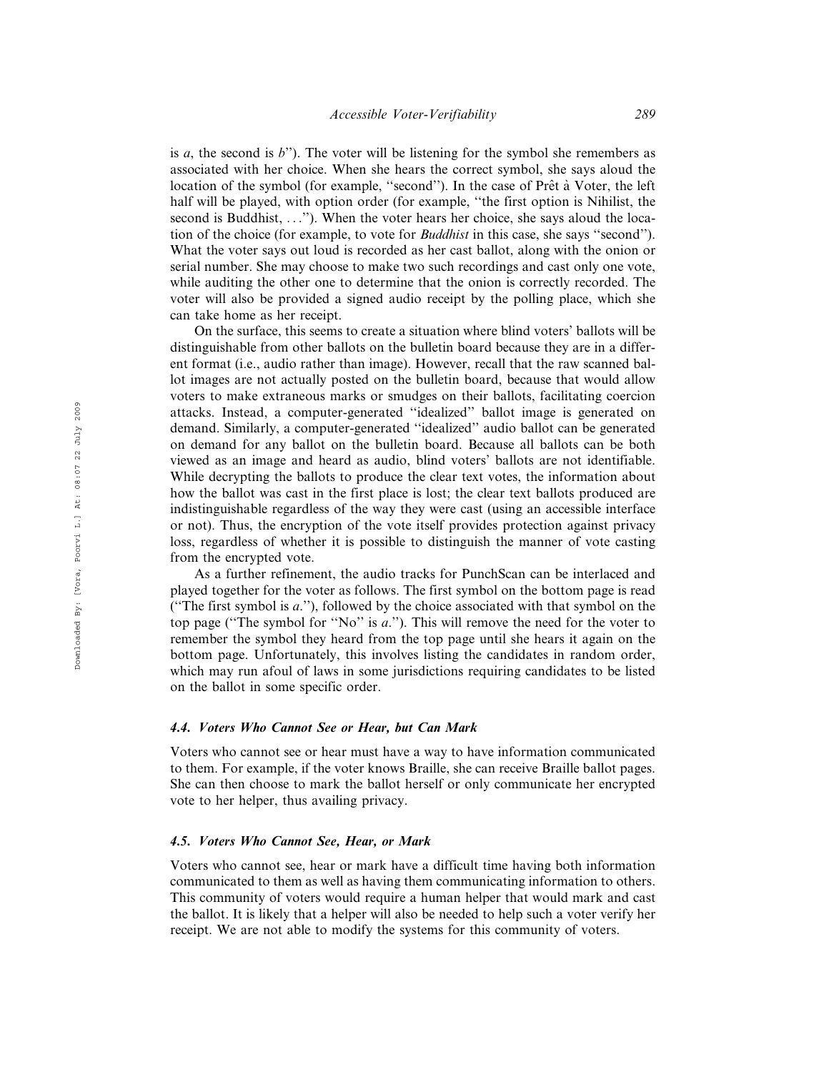is *a*, the second is *b*"). The voter will be listening for the symbol she remembers as associated with her choice. When she hears the correct symbol, she says aloud the location of the symbol (for example, "second"). In the case of Prêt à Voter, the left half will be played, with option order (for example, "the first option is Nihilist, the second is Buddhist, . . ."). When the voter hears her choice, she says aloud the location of the choice (for example, to vote for *Buddhist* in this case, she says "second"). What the voter says out loud is recorded as her cast ballot, along with the onion or serial number. She may choose to make two such recordings and cast only one vote, while auditing the other one to determine that the onion is correctly recorded. The voter will also be provided a signed audio receipt by the polling place, which she can take home as her receipt.

On the surface, this seems to create a situation where blind voters' ballots will be distinguishable from other ballots on the bulletin board because they are in a different format (i.e., audio rather than image). However, recall that the raw scanned ballot images are not actually posted on the bulletin board, because that would allow voters to make extraneous marks or smudges on their ballots, facilitating coercion attacks. Instead, a computer-generated "idealized" ballot image is generated on demand. Similarly, a computer-generated "idealized" audio ballot can be generated on demand for any ballot on the bulletin board. Because all ballots can be both viewed as an image and heard as audio, blind voters' ballots are not identifiable. While decrypting the ballots to produce the clear text votes, the information about how the ballot was cast in the first place is lost; the clear text ballots produced are indistinguishable regardless of the way they were cast (using an accessible interface or not). Thus, the encryption of the vote itself provides protection against privacy loss, regardless of whether it is possible to distinguish the manner of vote casting from the encrypted vote.

As a further refinement, the audio tracks for PunchScan can be interlaced and played together for the voter as follows. The first symbol on the bottom page is read ("The first symbol is *a*."), followed by the choice associated with that symbol on the top page ("The symbol for "No" is *a*."). This will remove the need for the voter to remember the symbol they heard from the top page until she hears it again on the bottom page. Unfortunately, this involves listing the candidates in random order, which may run afoul of laws in some jurisdictions requiring candidates to be listed on the ballot in some specific order.

#### *4.4. Voters Who Cannot See or Hear, but Can Mark*

Voters who cannot see or hear must have a way to have information communicated to them. For example, if the voter knows Braille, she can receive Braille ballot pages. She can then choose to mark the ballot herself or only communicate her encrypted vote to her helper, thus availing privacy.

#### *4.5. Voters Who Cannot See, Hear, or Mark*

Voters who cannot see, hear or mark have a difficult time having both information communicated to them as well as having them communicating information to others. This community of voters would require a human helper that would mark and cast the ballot. It is likely that a helper will also be needed to help such a voter verify her receipt. We are not able to modify the systems for this community of voters.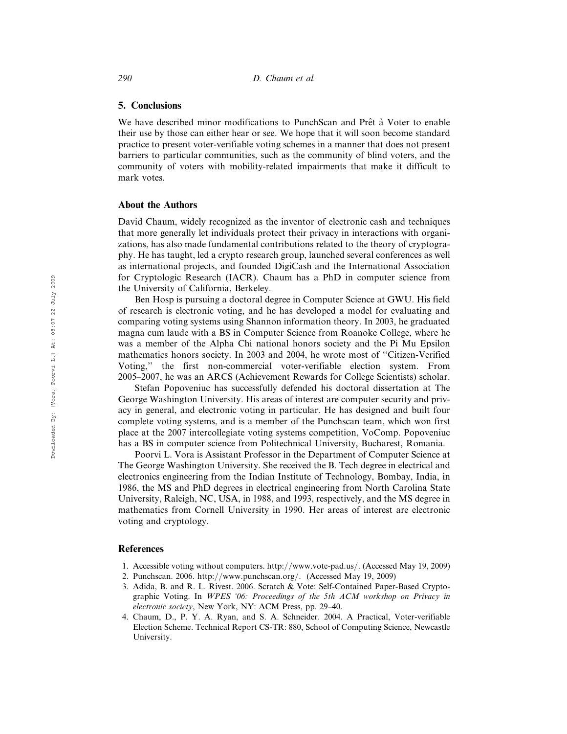## 5. Conclusions

We have described minor modifications to PunchScan and Prêt à Voter to enable their use by those can either hear or see. We hope that it will soon become standard practice to present voter-verifiable voting schemes in a manner that does not present barriers to particular communities, such as the community of blind voters, and the community of voters with mobility-related impairments that make it difficult to mark votes.

## About the Authors

David Chaum, widely recognized as the inventor of electronic cash and techniques that more generally let individuals protect their privacy in interactions with organizations, has also made fundamental contributions related to the theory of cryptography. He has taught, led a crypto research group, launched several conferences as well as international projects, and founded DigiCash and the International Association for Cryptologic Research (IACR). Chaum has a PhD in computer science from the University of California, Berkeley.

Ben Hosp is pursuing a doctoral degree in Computer Science at GWU. His field of research is electronic voting, and he has developed a model for evaluating and comparing voting systems using Shannon information theory. In 2003, he graduated magna cum laude with a BS in Computer Science from Roanoke College, where he was a member of the Alpha Chi national honors society and the Pi Mu Epsilon mathematics honors society. In 2003 and 2004, he wrote most of "Citizen-Verified Voting," the first non-commercial voter-verifiable election system. From 2005–2007, he was an ARCS (Achievement Rewards for College Scientists) scholar.

Stefan Popoveniuc has successfully defended his doctoral dissertation at The George Washington University. His areas of interest are computer security and privacy in general, and electronic voting in particular. He has designed and built four complete voting systems, and is a member of the Punchscan team, which won first place at the 2007 intercollegiate voting systems competition, VoComp. Popoveniuc has a BS in computer science from Politechnical University, Bucharest, Romania.

Poorvi L. Vora is Assistant Professor in the Department of Computer Science at The George Washington University. She received the B. Tech degree in electrical and electronics engineering from the Indian Institute of Technology, Bombay, India, in 1986, the MS and PhD degrees in electrical engineering from North Carolina State University, Raleigh, NC, USA, in 1988, and 1993, respectively, and the MS degree in mathematics from Cornell University in 1990. Her areas of interest are electronic voting and cryptology.

## References

1. Accessible voting without computers. http://www.vote-pad.us/. (Accessed May 19, 2009)
2. Punchscan. 2006. http://www.punchscan.org/. (Accessed May 19, 2009)
3. Adida, B. and R. L. Rivest. 2006. Scratch & Vote: Self-Contained Paper-Based Cryptographic Voting. In *WPES '06: Proceedings of the 5th ACM workshop on Privacy in electronic society*, New York, NY: ACM Press, pp. 29–40.
4. Chaum, D., P. Y. A. Ryan, and S. A. Schneider. 2004. A Practical, Voter-verifiable Election Scheme. Technical Report CS-TR: 880, School of Computing Science, Newcastle University.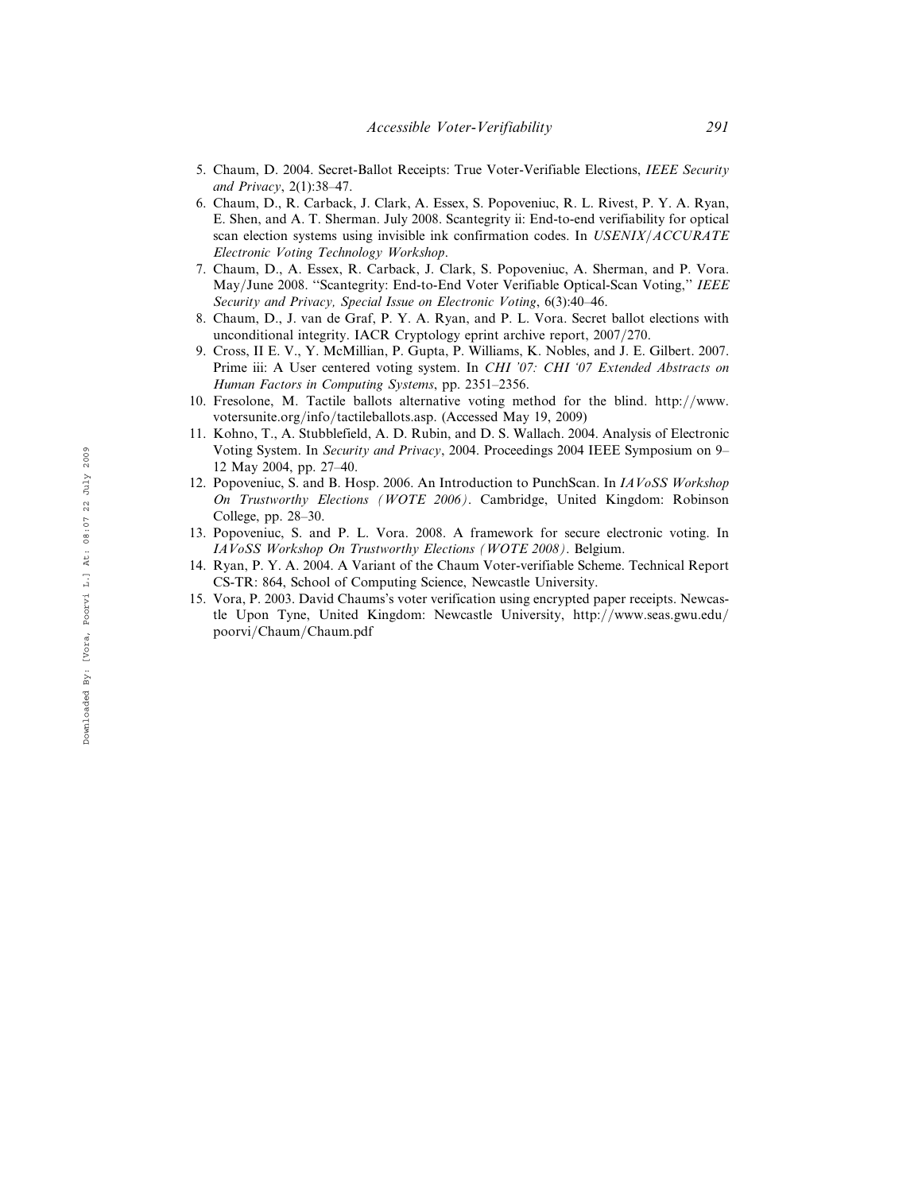5. Chaum, D. 2004. Secret-Ballot Receipts: True Voter-Verifiable Elections, *IEEE Security and Privacy*, 2(1):38–47.
6. Chaum, D., R. Carback, J. Clark, A. Essex, S. Popoveniuc, R. L. Rivest, P. Y. A. Ryan, E. Shen, and A. T. Sherman. July 2008. Scantegrity ii: End-to-end verifiability for optical scan election systems using invisible ink confirmation codes. In *USENIX/ACCURATE Electronic Voting Technology Workshop*.
7. Chaum, D., A. Essex, R. Carback, J. Clark, S. Popoveniuc, A. Sherman, and P. Vora. May/June 2008. "Scantegrity: End-to-End Voter Verifiable Optical-Scan Voting," *IEEE Security and Privacy, Special Issue on Electronic Voting*, 6(3):40–46.
8. Chaum, D., J. van de Graf, P. Y. A. Ryan, and P. L. Vora. Secret ballot elections with unconditional integrity. IACR Cryptology eprint archive report, 2007/270.
9. Cross, II E. V., Y. McMillian, P. Gupta, P. Williams, K. Nobles, and J. E. Gilbert. 2007. Prime iii: A User centered voting system. In *CHI '07: CHI '07 Extended Abstracts on Human Factors in Computing Systems*, pp. 2351–2356.
10. Fresolone, M. Tactile ballots alternative voting method for the blind. http://www.votersunite.org/info/tactileballots.asp. (Accessed May 19, 2009)
11. Kohno, T., A. Stubblefield, A. D. Rubin, and D. S. Wallach. 2004. Analysis of Electronic Voting System. In *Security and Privacy*, 2004. Proceedings 2004 IEEE Symposium on 9–12 May 2004, pp. 27–40.
12. Popoveniuc, S. and B. Hosp. 2006. An Introduction to PunchScan. In *IAVoSS Workshop On Trustworthy Elections (WOTE 2006)*. Cambridge, United Kingdom: Robinson College, pp. 28–30.
13. Popoveniuc, S. and P. L. Vora. 2008. A framework for secure electronic voting. In *IAVoSS Workshop On Trustworthy Elections (WOTE 2008)*. Belgium.
14. Ryan, P. Y. A. 2004. A Variant of the Chaum Voter-verifiable Scheme. Technical Report CS-TR: 864, School of Computing Science, Newcastle University.
15. Vora, P. 2003. David Chaums's voter verification using encrypted paper receipts. Newcastle Upon Tyne, United Kingdom: Newcastle University, http://www.seas.gwu.edu/poorvi/Chaum/Chaum.pdf